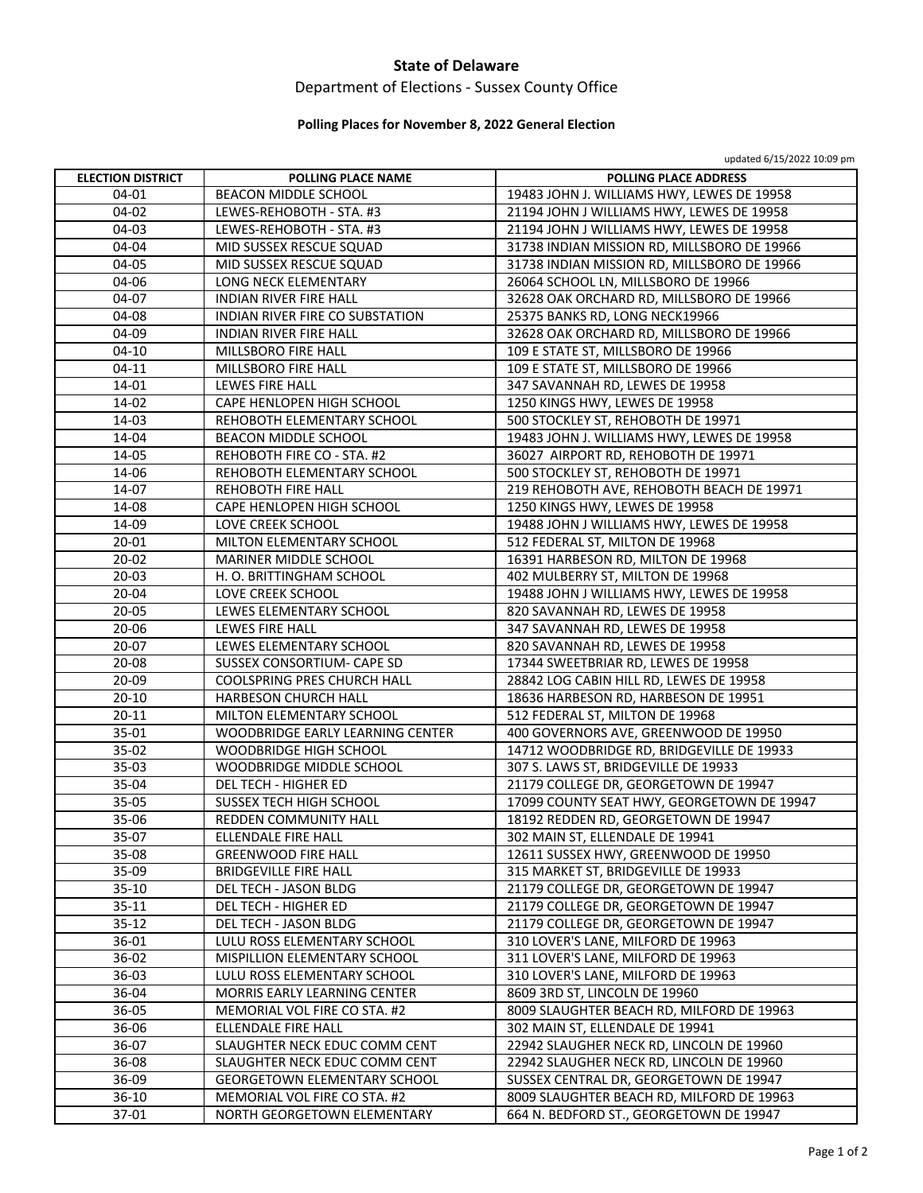**State of Delaware**

Department of Elections - Sussex County Office

**Polling Places for November 8, 2022 General Election**

updated 6/15/2022 10:09 pm

| ELECTION DISTRICT | POLLING PLACE NAME | POLLING PLACE ADDRESS |
|---|---|---|
| 04-01 | BEACON MIDDLE SCHOOL | 19483 JOHN J. WILLIAMS HWY, LEWES DE 19958 |
| 04-02 | LEWES-REHOBOTH - STA. #3 | 21194 JOHN J WILLIAMS HWY, LEWES DE 19958 |
| 04-03 | LEWES-REHOBOTH - STA. #3 | 21194 JOHN J WILLIAMS HWY, LEWES DE 19958 |
| 04-04 | MID SUSSEX RESCUE SQUAD | 31738 INDIAN MISSION RD, MILLSBORO DE 19966 |
| 04-05 | MID SUSSEX RESCUE SQUAD | 31738 INDIAN MISSION RD, MILLSBORO DE 19966 |
| 04-06 | LONG NECK ELEMENTARY | 26064 SCHOOL LN, MILLSBORO DE 19966 |
| 04-07 | INDIAN RIVER FIRE HALL | 32628 OAK ORCHARD RD, MILLSBORO DE 19966 |
| 04-08 | INDIAN RIVER FIRE CO SUBSTATION | 25375 BANKS RD, LONG NECK19966 |
| 04-09 | INDIAN RIVER FIRE HALL | 32628 OAK ORCHARD RD, MILLSBORO DE 19966 |
| 04-10 | MILLSBORO FIRE HALL | 109 E STATE ST, MILLSBORO DE 19966 |
| 04-11 | MILLSBORO FIRE HALL | 109 E STATE ST, MILLSBORO DE 19966 |
| 14-01 | LEWES FIRE HALL | 347 SAVANNAH RD, LEWES DE 19958 |
| 14-02 | CAPE HENLOPEN HIGH SCHOOL | 1250 KINGS HWY, LEWES DE 19958 |
| 14-03 | REHOBOTH ELEMENTARY SCHOOL | 500 STOCKLEY ST, REHOBOTH DE 19971 |
| 14-04 | BEACON MIDDLE SCHOOL | 19483 JOHN J. WILLIAMS HWY, LEWES DE 19958 |
| 14-05 | REHOBOTH FIRE CO - STA. #2 | 36027 AIRPORT RD, REHOBOTH DE 19971 |
| 14-06 | REHOBOTH ELEMENTARY SCHOOL | 500 STOCKLEY ST, REHOBOTH DE 19971 |
| 14-07 | REHOBOTH FIRE HALL | 219 REHOBOTH AVE, REHOBOTH BEACH DE 19971 |
| 14-08 | CAPE HENLOPEN HIGH SCHOOL | 1250 KINGS HWY, LEWES DE 19958 |
| 14-09 | LOVE CREEK SCHOOL | 19488 JOHN J WILLIAMS HWY, LEWES DE 19958 |
| 20-01 | MILTON ELEMENTARY SCHOOL | 512 FEDERAL ST, MILTON DE 19968 |
| 20-02 | MARINER MIDDLE SCHOOL | 16391 HARBESON RD, MILTON DE 19968 |
| 20-03 | H. O. BRITTINGHAM SCHOOL | 402 MULBERRY ST, MILTON DE 19968 |
| 20-04 | LOVE CREEK SCHOOL | 19488 JOHN J WILLIAMS HWY, LEWES DE 19958 |
| 20-05 | LEWES ELEMENTARY SCHOOL | 820 SAVANNAH RD, LEWES DE 19958 |
| 20-06 | LEWES FIRE HALL | 347 SAVANNAH RD, LEWES DE 19958 |
| 20-07 | LEWES ELEMENTARY SCHOOL | 820 SAVANNAH RD, LEWES DE 19958 |
| 20-08 | SUSSEX CONSORTIUM- CAPE SD | 17344 SWEETBRIAR RD, LEWES DE 19958 |
| 20-09 | COOLSPRING PRES CHURCH HALL | 28842 LOG CABIN HILL RD, LEWES DE 19958 |
| 20-10 | HARBESON CHURCH HALL | 18636 HARBESON RD, HARBESON DE 19951 |
| 20-11 | MILTON ELEMENTARY SCHOOL | 512 FEDERAL ST, MILTON DE 19968 |
| 35-01 | WOODBRIDGE EARLY LEARNING CENTER | 400 GOVERNORS AVE, GREENWOOD DE 19950 |
| 35-02 | WOODBRIDGE HIGH SCHOOL | 14712 WOODBRIDGE RD, BRIDGEVILLE DE 19933 |
| 35-03 | WOODBRIDGE MIDDLE SCHOOL | 307 S. LAWS ST, BRIDGEVILLE DE 19933 |
| 35-04 | DEL TECH - HIGHER ED | 21179 COLLEGE DR, GEORGETOWN DE 19947 |
| 35-05 | SUSSEX TECH HIGH SCHOOL | 17099 COUNTY SEAT HWY, GEORGETOWN DE 19947 |
| 35-06 | REDDEN COMMUNITY HALL | 18192 REDDEN RD, GEORGETOWN DE 19947 |
| 35-07 | ELLENDALE FIRE HALL | 302 MAIN ST, ELLENDALE DE 19941 |
| 35-08 | GREENWOOD FIRE HALL | 12611 SUSSEX HWY, GREENWOOD DE 19950 |
| 35-09 | BRIDGEVILLE FIRE HALL | 315 MARKET ST, BRIDGEVILLE DE 19933 |
| 35-10 | DEL TECH - JASON BLDG | 21179 COLLEGE DR, GEORGETOWN DE 19947 |
| 35-11 | DEL TECH - HIGHER ED | 21179 COLLEGE DR, GEORGETOWN DE 19947 |
| 35-12 | DEL TECH - JASON BLDG | 21179 COLLEGE DR, GEORGETOWN DE 19947 |
| 36-01 | LULU ROSS ELEMENTARY SCHOOL | 310 LOVER'S LANE, MILFORD DE 19963 |
| 36-02 | MISPILLION ELEMENTARY SCHOOL | 311 LOVER'S LANE, MILFORD DE 19963 |
| 36-03 | LULU ROSS ELEMENTARY SCHOOL | 310 LOVER'S LANE, MILFORD DE 19963 |
| 36-04 | MORRIS EARLY LEARNING CENTER | 8609 3RD ST, LINCOLN DE 19960 |
| 36-05 | MEMORIAL VOL FIRE CO STA. #2 | 8009 SLAUGHTER BEACH RD, MILFORD DE 19963 |
| 36-06 | ELLENDALE FIRE HALL | 302 MAIN ST, ELLENDALE DE 19941 |
| 36-07 | SLAUGHTER NECK EDUC COMM CENT | 22942 SLAUGHER NECK RD, LINCOLN DE 19960 |
| 36-08 | SLAUGHTER NECK EDUC COMM CENT | 22942 SLAUGHER NECK RD, LINCOLN DE 19960 |
| 36-09 | GEORGETOWN ELEMENTARY SCHOOL | SUSSEX CENTRAL DR, GEORGETOWN DE 19947 |
| 36-10 | MEMORIAL VOL FIRE CO STA. #2 | 8009 SLAUGHTER BEACH RD, MILFORD DE 19963 |
| 37-01 | NORTH GEORGETOWN ELEMENTARY | 664 N. BEDFORD ST., GEORGETOWN DE 19947 |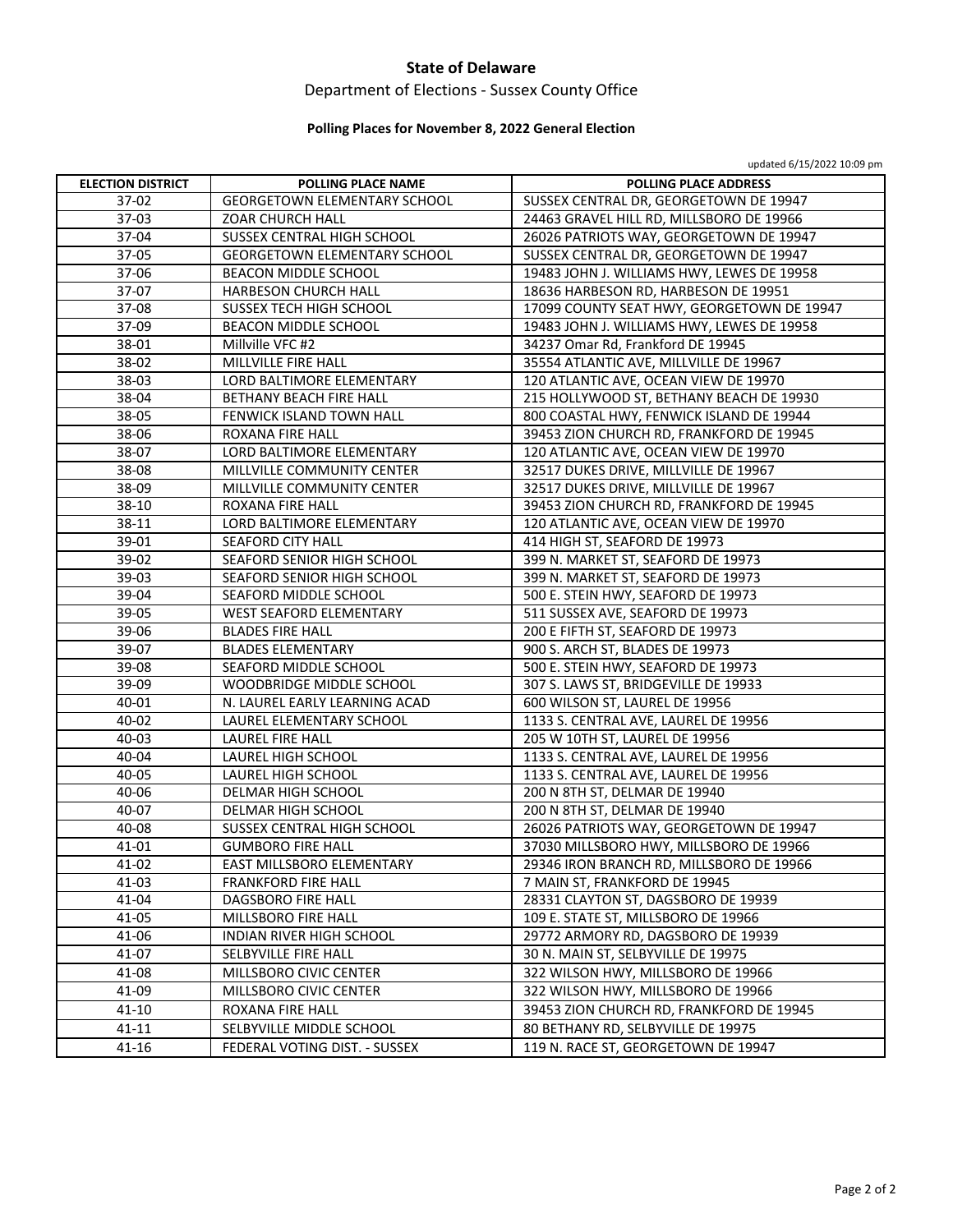**State of Delaware**

Department of Elections - Sussex County Office

**Polling Places for November 8, 2022 General Election**

updated 6/15/2022 10:09 pm

| ELECTION DISTRICT | POLLING PLACE NAME | POLLING PLACE ADDRESS |
|---|---|---|
| 37-02 | GEORGETOWN ELEMENTARY SCHOOL | SUSSEX CENTRAL DR, GEORGETOWN DE 19947 |
| 37-03 | ZOAR CHURCH HALL | 24463 GRAVEL HILL RD, MILLSBORO DE 19966 |
| 37-04 | SUSSEX CENTRAL HIGH SCHOOL | 26026 PATRIOTS WAY, GEORGETOWN DE 19947 |
| 37-05 | GEORGETOWN ELEMENTARY SCHOOL | SUSSEX CENTRAL DR, GEORGETOWN DE 19947 |
| 37-06 | BEACON MIDDLE SCHOOL | 19483 JOHN J. WILLIAMS HWY, LEWES DE 19958 |
| 37-07 | HARBESON CHURCH HALL | 18636 HARBESON RD, HARBESON DE 19951 |
| 37-08 | SUSSEX TECH HIGH SCHOOL | 17099 COUNTY SEAT HWY, GEORGETOWN DE 19947 |
| 37-09 | BEACON MIDDLE SCHOOL | 19483 JOHN J. WILLIAMS HWY, LEWES DE 19958 |
| 38-01 | Millville VFC #2 | 34237 Omar Rd, Frankford DE 19945 |
| 38-02 | MILLVILLE FIRE HALL | 35554 ATLANTIC AVE, MILLVILLE DE 19967 |
| 38-03 | LORD BALTIMORE ELEMENTARY | 120 ATLANTIC AVE, OCEAN VIEW DE 19970 |
| 38-04 | BETHANY BEACH FIRE HALL | 215 HOLLYWOOD ST, BETHANY BEACH DE 19930 |
| 38-05 | FENWICK ISLAND TOWN HALL | 800 COASTAL HWY, FENWICK ISLAND DE 19944 |
| 38-06 | ROXANA FIRE HALL | 39453 ZION CHURCH RD, FRANKFORD DE 19945 |
| 38-07 | LORD BALTIMORE ELEMENTARY | 120 ATLANTIC AVE, OCEAN VIEW DE 19970 |
| 38-08 | MILLVILLE COMMUNITY CENTER | 32517 DUKES DRIVE, MILLVILLE DE 19967 |
| 38-09 | MILLVILLE COMMUNITY CENTER | 32517 DUKES DRIVE, MILLVILLE DE 19967 |
| 38-10 | ROXANA FIRE HALL | 39453 ZION CHURCH RD, FRANKFORD DE 19945 |
| 38-11 | LORD BALTIMORE ELEMENTARY | 120 ATLANTIC AVE, OCEAN VIEW DE 19970 |
| 39-01 | SEAFORD CITY HALL | 414 HIGH ST, SEAFORD DE 19973 |
| 39-02 | SEAFORD SENIOR HIGH SCHOOL | 399 N. MARKET ST, SEAFORD DE 19973 |
| 39-03 | SEAFORD SENIOR HIGH SCHOOL | 399 N. MARKET ST, SEAFORD DE 19973 |
| 39-04 | SEAFORD MIDDLE SCHOOL | 500 E. STEIN HWY, SEAFORD DE 19973 |
| 39-05 | WEST SEAFORD ELEMENTARY | 511 SUSSEX AVE, SEAFORD DE 19973 |
| 39-06 | BLADES FIRE HALL | 200 E FIFTH ST, SEAFORD DE 19973 |
| 39-07 | BLADES ELEMENTARY | 900 S. ARCH ST, BLADES DE 19973 |
| 39-08 | SEAFORD MIDDLE SCHOOL | 500 E. STEIN HWY, SEAFORD DE 19973 |
| 39-09 | WOODBRIDGE MIDDLE SCHOOL | 307 S. LAWS ST, BRIDGEVILLE DE 19933 |
| 40-01 | N. LAUREL EARLY LEARNING ACAD | 600 WILSON ST, LAUREL DE 19956 |
| 40-02 | LAUREL ELEMENTARY SCHOOL | 1133 S. CENTRAL AVE, LAUREL DE 19956 |
| 40-03 | LAUREL FIRE HALL | 205 W 10TH ST, LAUREL DE 19956 |
| 40-04 | LAUREL HIGH SCHOOL | 1133 S. CENTRAL AVE, LAUREL DE 19956 |
| 40-05 | LAUREL HIGH SCHOOL | 1133 S. CENTRAL AVE, LAUREL DE 19956 |
| 40-06 | DELMAR HIGH SCHOOL | 200 N 8TH ST, DELMAR DE 19940 |
| 40-07 | DELMAR HIGH SCHOOL | 200 N 8TH ST, DELMAR DE 19940 |
| 40-08 | SUSSEX CENTRAL HIGH SCHOOL | 26026 PATRIOTS WAY, GEORGETOWN DE 19947 |
| 41-01 | GUMBORO FIRE HALL | 37030 MILLSBORO HWY, MILLSBORO DE 19966 |
| 41-02 | EAST MILLSBORO ELEMENTARY | 29346 IRON BRANCH RD, MILLSBORO DE 19966 |
| 41-03 | FRANKFORD FIRE HALL | 7 MAIN ST, FRANKFORD DE 19945 |
| 41-04 | DAGSBORO FIRE HALL | 28331 CLAYTON ST, DAGSBORO DE 19939 |
| 41-05 | MILLSBORO FIRE HALL | 109 E. STATE ST, MILLSBORO DE 19966 |
| 41-06 | INDIAN RIVER HIGH SCHOOL | 29772 ARMORY RD, DAGSBORO DE 19939 |
| 41-07 | SELBYVILLE FIRE HALL | 30 N. MAIN ST, SELBYVILLE DE 19975 |
| 41-08 | MILLSBORO CIVIC CENTER | 322 WILSON HWY, MILLSBORO DE 19966 |
| 41-09 | MILLSBORO CIVIC CENTER | 322 WILSON HWY, MILLSBORO DE 19966 |
| 41-10 | ROXANA FIRE HALL | 39453 ZION CHURCH RD, FRANKFORD DE 19945 |
| 41-11 | SELBYVILLE MIDDLE SCHOOL | 80 BETHANY RD, SELBYVILLE DE 19975 |
| 41-16 | FEDERAL VOTING DIST. - SUSSEX | 119 N. RACE ST, GEORGETOWN DE 19947 |